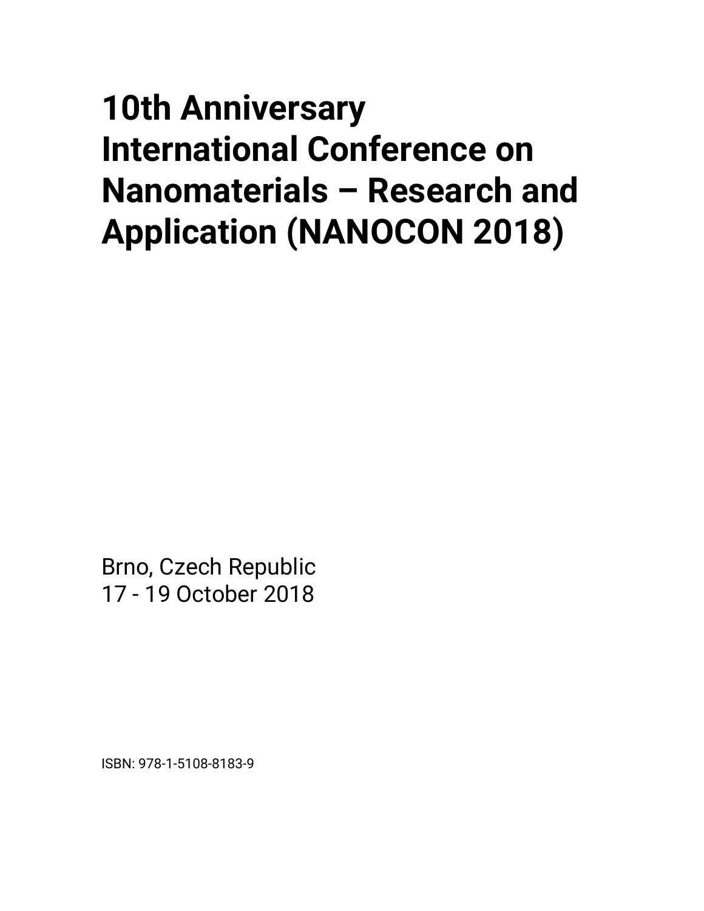# 10th Anniversary International Conference on Nanomaterials – Research and Application (NANOCON 2018)

Brno, Czech Republic
17 - 19 October 2018

ISBN: 978-1-5108-8183-9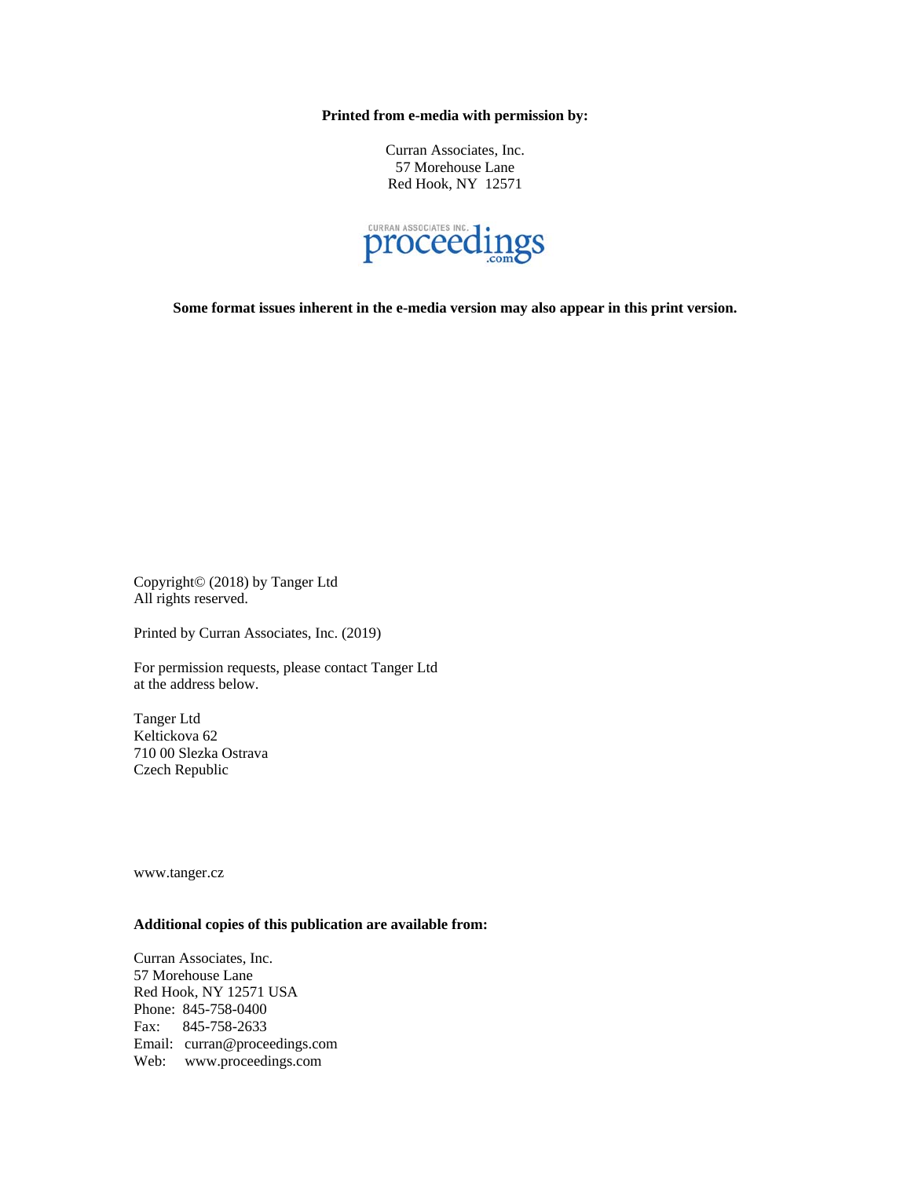**Printed from e-media with permission by:**

Curran Associates, Inc.
57 Morehouse Lane
Red Hook, NY 12571

CURRAN ASSOCIATES INC. proceedings .com

**Some format issues inherent in the e-media version may also appear in this print version.**

Copyright© (2018) by Tanger Ltd
All rights reserved.

Printed by Curran Associates, Inc. (2019)

For permission requests, please contact Tanger Ltd
at the address below.

Tanger Ltd
Keltickova 62
710 00 Slezka Ostrava
Czech Republic

www.tanger.cz

**Additional copies of this publication are available from:**

Curran Associates, Inc.
57 Morehouse Lane
Red Hook, NY 12571 USA
Phone: 845-758-0400
Fax: 845-758-2633
Email: curran@proceedings.com
Web: www.proceedings.com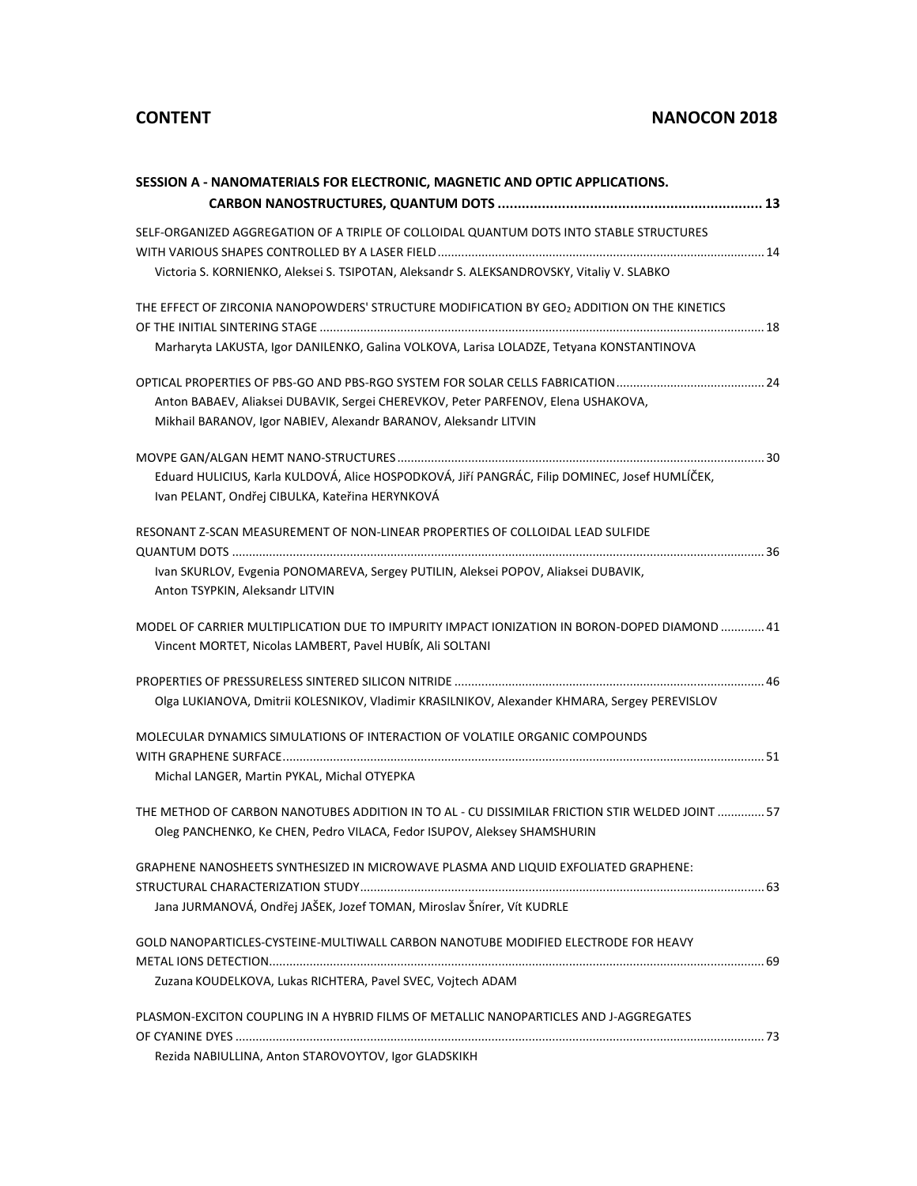## CONTENT NANOCON 2018

**SESSION A - NANOMATERIALS FOR ELECTRONIC, MAGNETIC AND OPTIC APPLICATIONS. CARBON NANOSTRUCTURES, QUANTUM DOTS ... 13**

SELF-ORGANIZED AGGREGATION OF A TRIPLE OF COLLOIDAL QUANTUM DOTS INTO STABLE STRUCTURES WITH VARIOUS SHAPES CONTROLLED BY A LASER FIELD ... 14
Victoria S. KORNIENKO, Aleksei S. TSIPOTAN, Aleksandr S. ALEKSANDROVSKY, Vitaliy V. SLABKO

THE EFFECT OF ZIRCONIA NANOPOWDERS' STRUCTURE MODIFICATION BY $GEO_2$ ADDITION ON THE KINETICS OF THE INITIAL SINTERING STAGE ... 18
Marharyta LAKUSTA, Igor DANILENKO, Galina VOLKOVA, Larisa LOLADZE, Tetyana KONSTANTINOVA

OPTICAL PROPERTIES OF PBS-GO AND PBS-RGO SYSTEM FOR SOLAR CELLS FABRICATION ... 24
Anton BABAEV, Aliaksei DUBAVIK, Sergei CHEREVKOV, Peter PARFENOV, Elena USHAKOVA, Mikhail BARANOV, Igor NABIEV, Alexandr BARANOV, Aleksandr LITVIN

MOVPE GAN/ALGAN HEMT NANO-STRUCTURES ... 30
Eduard HULICIUS, Karla KULDOVÁ, Alice HOSPODKOVÁ, Jiří PANGRÁC, Filip DOMINEC, Josef HUMLÍČEK, Ivan PELANT, Ondřej CIBULKA, Kateřina HERYNKOVÁ

RESONANT Z-SCAN MEASUREMENT OF NON-LINEAR PROPERTIES OF COLLOIDAL LEAD SULFIDE QUANTUM DOTS ... 36
Ivan SKURLOV, Evgenia PONOMAREVA, Sergey PUTILIN, Aleksei POPOV, Aliaksei DUBAVIK, Anton TSYPKIN, Aleksandr LITVIN

MODEL OF CARRIER MULTIPLICATION DUE TO IMPURITY IMPACT IONIZATION IN BORON-DOPED DIAMOND ... 41
Vincent MORTET, Nicolas LAMBERT, Pavel HUBÍK, Ali SOLTANI

PROPERTIES OF PRESSURELESS SINTERED SILICON NITRIDE ... 46
Olga LUKIANOVA, Dmitrii KOLESNIKOV, Vladimir KRASILNIKOV, Alexander KHMARA, Sergey PEREVISLOV

MOLECULAR DYNAMICS SIMULATIONS OF INTERACTION OF VOLATILE ORGANIC COMPOUNDS WITH GRAPHENE SURFACE ... 51
Michal LANGER, Martin PYKAL, Michal OTYEPKA

THE METHOD OF CARBON NANOTUBES ADDITION IN TO AL - CU DISSIMILAR FRICTION STIR WELDED JOINT ... 57
Oleg PANCHENKO, Ke CHEN, Pedro VILACA, Fedor ISUPOV, Aleksey SHAMSHURIN

GRAPHENE NANOSHEETS SYNTHESIZED IN MICROWAVE PLASMA AND LIQUID EXFOLIATED GRAPHENE: STRUCTURAL CHARACTERIZATION STUDY ... 63
Jana JURMANOVÁ, Ondřej JAŠEK, Jozef TOMAN, Miroslav Šnírer, Vít KUDRLE

GOLD NANOPARTICLES-CYSTEINE-MULTIWALL CARBON NANOTUBE MODIFIED ELECTRODE FOR HEAVY METAL IONS DETECTION ... 69
Zuzana KOUDELKOVA, Lukas RICHTERA, Pavel SVEC, Vojtech ADAM

PLASMON-EXCITON COUPLING IN A HYBRID FILMS OF METALLIC NANOPARTICLES AND J-AGGREGATES OF CYANINE DYES ... 73
Rezida NABIULLINA, Anton STAROVOYTOV, Igor GLADSKIKH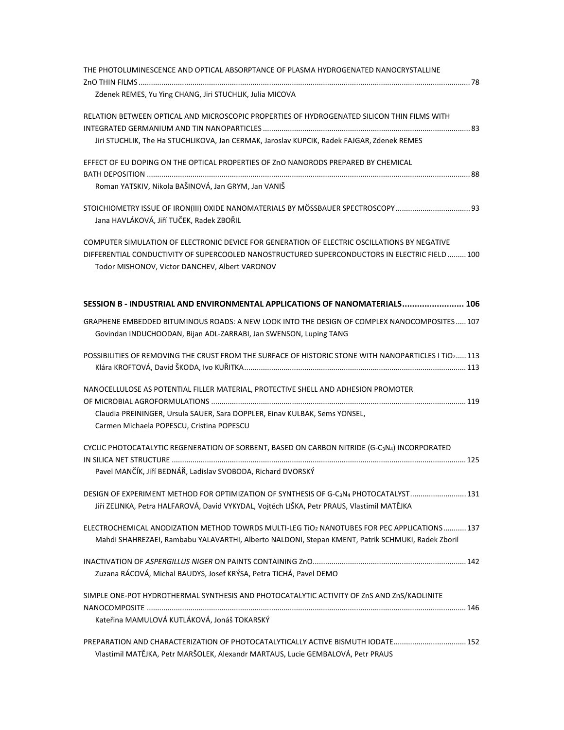THE PHOTOLUMINESCENCE AND OPTICAL ABSORPTANCE OF PLASMA HYDROGENATED NANOCRYSTALLINE ZnO THIN FILMS ............ 78
Zdenek REMES, Yu Ying CHANG, Jiri STUCHLIK, Julia MICOVA

RELATION BETWEEN OPTICAL AND MICROSCOPIC PROPERTIES OF HYDROGENATED SILICON THIN FILMS WITH INTEGRATED GERMANIUM AND TIN NANOPARTICLES ............ 83
Jiri STUCHLIK, The Ha STUCHLIKOVA, Jan CERMAK, Jaroslav KUPCIK, Radek FAJGAR, Zdenek REMES

EFFECT OF EU DOPING ON THE OPTICAL PROPERTIES OF ZnO NANORODS PREPARED BY CHEMICAL BATH DEPOSITION ............ 88
Roman YATSKIV, Nikola BAŠINOVÁ, Jan GRYM, Jan VANIŠ

STOICHIOMETRY ISSUE OF IRON(III) OXIDE NANOMATERIALS BY MÖSSBAUER SPECTROSCOPY ............ 93
Jana HAVLÁKOVÁ, Jiří TUČEK, Radek ZBOŘIL

COMPUTER SIMULATION OF ELECTRONIC DEVICE FOR GENERATION OF ELECTRIC OSCILLATIONS BY NEGATIVE DIFFERENTIAL CONDUCTIVITY OF SUPERCOOLED NANOSTRUCTURED SUPERCONDUCTORS IN ELECTRIC FIELD ............ 100
Todor MISHONOV, Victor DANCHEV, Albert VARONOV

**SESSION B - INDUSTRIAL AND ENVIRONMENTAL APPLICATIONS OF NANOMATERIALS ............ 106**

GRAPHENE EMBEDDED BITUMINOUS ROADS: A NEW LOOK INTO THE DESIGN OF COMPLEX NANOCOMPOSITES ............ 107
Govindan INDUCHOODAN, Bijan ADL-ZARRABI, Jan SWENSON, Luping TANG

POSSIBILITIES OF REMOVING THE CRUST FROM THE SURFACE OF HISTORIC STONE WITH NANOPARTICLES I $TiO_2$ ............ 113
Klára KROFTOVÁ, David ŠKODA, Ivo KUŘITKA ............ 113

NANOCELLULOSE AS POTENTIAL FILLER MATERIAL, PROTECTIVE SHELL AND ADHESION PROMOTER OF MICROBIAL AGROFORMULATIONS ............ 119
Claudia PREININGER, Ursula SAUER, Sara DOPPLER, Einav KULBAK, Sems YONSEL, Carmen Michaela POPESCU, Cristina POPESCU

CYCLIC PHOTOCATALYTIC REGENERATION OF SORBENT, BASED ON CARBON NITRIDE (G-$C_3N_4$) INCORPORATED IN SILICA NET STRUCTURE ............ 125
Pavel MANČÍK, Jiří BEDNÁŘ, Ladislav SVOBODA, Richard DVORSKÝ

DESIGN OF EXPERIMENT METHOD FOR OPTIMIZATION OF SYNTHESIS OF G-$C_3N_4$ PHOTOCATALYST ............ 131
Jiří ZELINKA, Petra HALFAROVÁ, David VYKYDAL, Vojtěch LIŠKA, Petr PRAUS, Vlastimil MATĚJKA

ELECTROCHEMICAL ANODIZATION METHOD TOWRDS MULTI-LEG $TiO_2$ NANOTUBES FOR PEC APPLICATIONS ............ 137
Mahdi SHAHREZAEI, Rambabu YALAVARTHI, Alberto NALDONI, Stepan KMENT, Patrik SCHMUKI, Radek Zboril

INACTIVATION OF *ASPERGILLUS NIGER* ON PAINTS CONTAINING ZnO ............ 142
Zuzana RÁCOVÁ, Michal BAUDYS, Josef KRÝSA, Petra TICHÁ, Pavel DEMO

SIMPLE ONE-POT HYDROTHERMAL SYNTHESIS AND PHOTOCATALYTIC ACTIVITY OF ZnS AND ZnS/KAOLINITE NANOCOMPOSITE ............ 146
Kateřina MAMULOVÁ KUTLÁKOVÁ, Jonáš TOKARSKÝ

PREPARATION AND CHARACTERIZATION OF PHOTOCATALYTICALLY ACTIVE BISMUTH IODATE ............ 152
Vlastimil MATĚJKA, Petr MARŠOLEK, Alexandr MARTAUS, Lucie GEMBALOVÁ, Petr PRAUS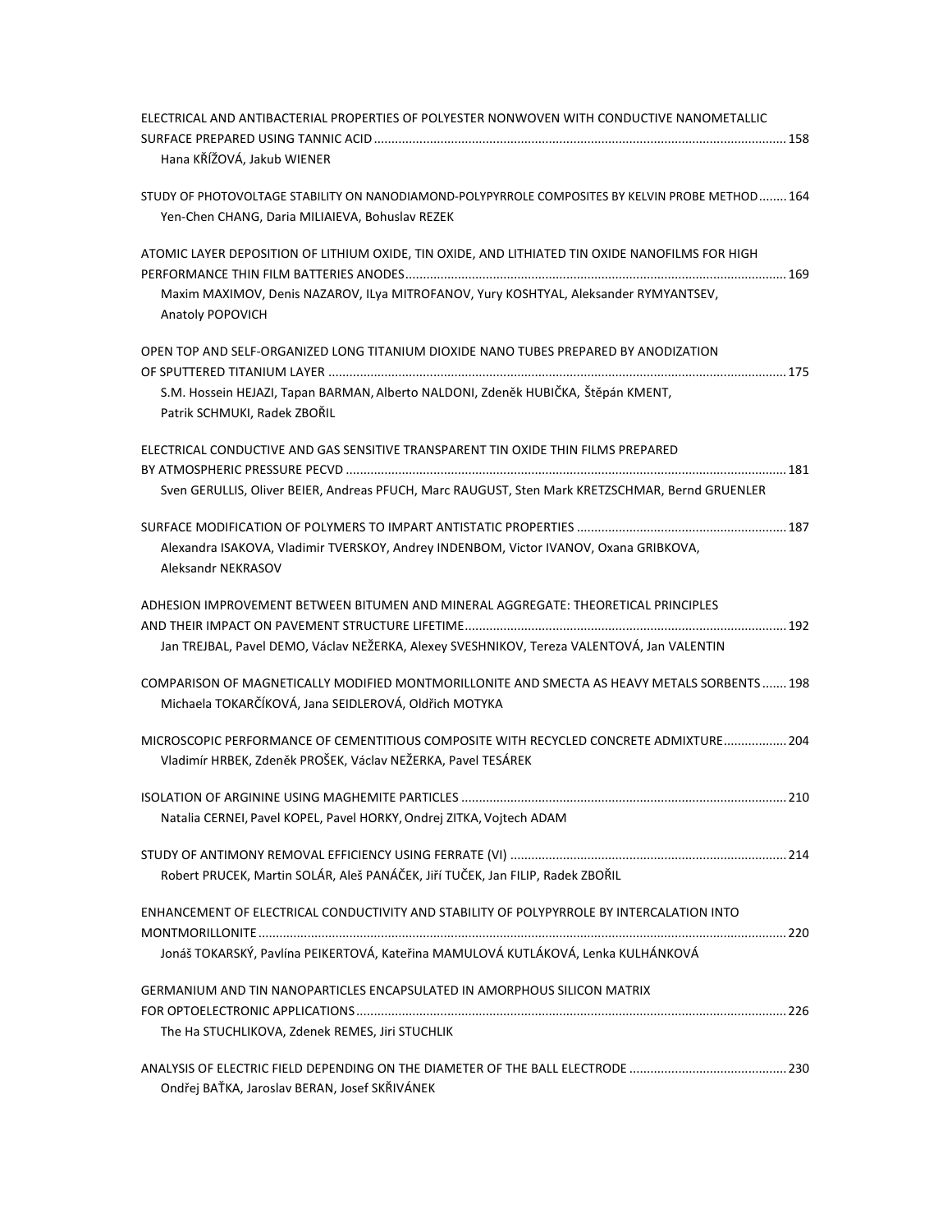ELECTRICAL AND ANTIBACTERIAL PROPERTIES OF POLYESTER NONWOVEN WITH CONDUCTIVE NANOMETALLIC SURFACE PREPARED USING TANNIC ACID ........ 158
Hana KŘÍŽOVÁ, Jakub WIENER

STUDY OF PHOTOVOLTAGE STABILITY ON NANODIAMOND-POLYPYRROLE COMPOSITES BY KELVIN PROBE METHOD ........ 164
Yen-Chen CHANG, Daria MILIAIEVA, Bohuslav REZEK

ATOMIC LAYER DEPOSITION OF LITHIUM OXIDE, TIN OXIDE, AND LITHIATED TIN OXIDE NANOFILMS FOR HIGH PERFORMANCE THIN FILM BATTERIES ANODES ........ 169
Maxim MAXIMOV, Denis NAZAROV, ILya MITROFANOV, Yury KOSHTYAL, Aleksander RYMYANTSEV, Anatoly POPOVICH

OPEN TOP AND SELF-ORGANIZED LONG TITANIUM DIOXIDE NANO TUBES PREPARED BY ANODIZATION OF SPUTTERED TITANIUM LAYER ........ 175
S.M. Hossein HEJAZI, Tapan BARMAN, Alberto NALDONI, Zdeněk HUBIČKA, Štěpán KMENT, Patrik SCHMUKI, Radek ZBOŘIL

ELECTRICAL CONDUCTIVE AND GAS SENSITIVE TRANSPARENT TIN OXIDE THIN FILMS PREPARED BY ATMOSPHERIC PRESSURE PECVD ........ 181
Sven GERULLIS, Oliver BEIER, Andreas PFUCH, Marc RAUGUST, Sten Mark KRETZSCHMAR, Bernd GRUENLER

SURFACE MODIFICATION OF POLYMERS TO IMPART ANTISTATIC PROPERTIES ........ 187
Alexandra ISAKOVA, Vladimir TVERSKOY, Andrey INDENBOM, Victor IVANOV, Oxana GRIBKOVA, Aleksandr NEKRASOV

ADHESION IMPROVEMENT BETWEEN BITUMEN AND MINERAL AGGREGATE: THEORETICAL PRINCIPLES AND THEIR IMPACT ON PAVEMENT STRUCTURE LIFETIME ........ 192
Jan TREJBAL, Pavel DEMO, Václav NEŽERKA, Alexey SVESHNIKOV, Tereza VALENTOVÁ, Jan VALENTIN

COMPARISON OF MAGNETICALLY MODIFIED MONTMORILLONITE AND SMECTA AS HEAVY METALS SORBENTS ........ 198
Michaela TOKARČÍKOVÁ, Jana SEIDLEROVÁ, Oldřich MOTYKA

MICROSCOPIC PERFORMANCE OF CEMENTITIOUS COMPOSITE WITH RECYCLED CONCRETE ADMIXTURE ........ 204
Vladimír HRBEK, Zdeněk PROŠEK, Václav NEŽERKA, Pavel TESÁREK

ISOLATION OF ARGININE USING MAGHEMITE PARTICLES ........ 210
Natalia CERNEI, Pavel KOPEL, Pavel HORKY, Ondrej ZITKA, Vojtech ADAM

STUDY OF ANTIMONY REMOVAL EFFICIENCY USING FERRATE (VI) ........ 214
Robert PRUCEK, Martin SOLÁR, Aleš PANÁČEK, Jiří TUČEK, Jan FILIP, Radek ZBOŘIL

ENHANCEMENT OF ELECTRICAL CONDUCTIVITY AND STABILITY OF POLYPYRROLE BY INTERCALATION INTO MONTMORILLONITE ........ 220
Jonáš TOKARSKÝ, Pavlína PEIKERTOVÁ, Kateřina MAMULOVÁ KUTLÁKOVÁ, Lenka KULHÁNKOVÁ

GERMANIUM AND TIN NANOPARTICLES ENCAPSULATED IN AMORPHOUS SILICON MATRIX FOR OPTOELECTRONIC APPLICATIONS ........ 226
The Ha STUCHLIKOVA, Zdenek REMES, Jiri STUCHLIK

ANALYSIS OF ELECTRIC FIELD DEPENDING ON THE DIAMETER OF THE BALL ELECTRODE ........ 230
Ondřej BAŤKA, Jaroslav BERAN, Josef SKŘIVÁNEK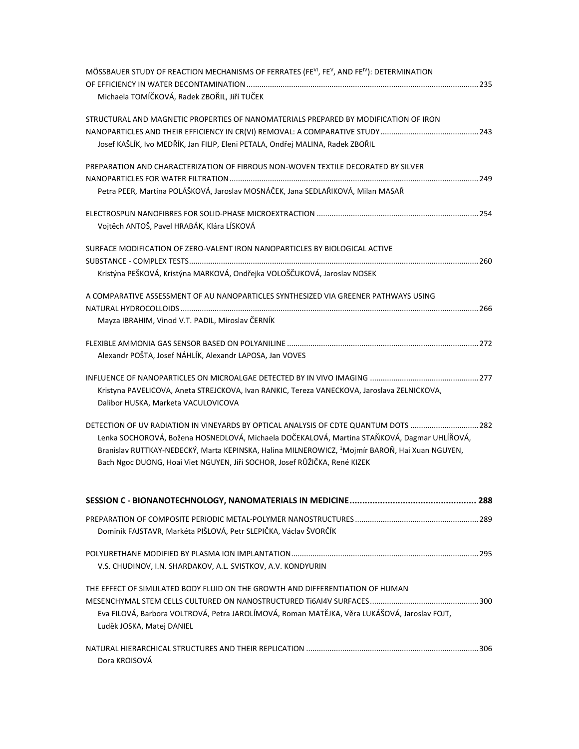MÖSSBAUER STUDY OF REACTION MECHANISMS OF FERRATES ($FE^{VI}$, $FE^{V}$, AND $FE^{IV}$): DETERMINATION OF EFFICIENCY IN WATER DECONTAMINATION ............ 235
Michaela TOMÍČKOVÁ, Radek ZBOŘIL, Jiří TUČEK

STRUCTURAL AND MAGNETIC PROPERTIES OF NANOMATERIALS PREPARED BY MODIFICATION OF IRON NANOPARTICLES AND THEIR EFFICIENCY IN CR(VI) REMOVAL: A COMPARATIVE STUDY ............ 243
Josef KAŠLÍK, Ivo MEDŘÍK, Jan FILIP, Eleni PETALA, Ondřej MALINA, Radek ZBOŘIL

PREPARATION AND CHARACTERIZATION OF FIBROUS NON-WOVEN TEXTILE DECORATED BY SILVER NANOPARTICLES FOR WATER FILTRATION ............ 249
Petra PEER, Martina POLÁŠKOVÁ, Jaroslav MOSNÁČEK, Jana SEDLAŘIKOVÁ, Milan MASAŘ

ELECTROSPUN NANOFIBRES FOR SOLID-PHASE MICROEXTRACTION ............ 254
Vojtěch ANTOŠ, Pavel HRABÁK, Klára LÍSKOVÁ

SURFACE MODIFICATION OF ZERO-VALENT IRON NANOPARTICLES BY BIOLOGICAL ACTIVE SUBSTANCE - COMPLEX TESTS ............ 260
Kristýna PEŠKOVÁ, Kristýna MARKOVÁ, Ondřejka VOLOŠČUKOVÁ, Jaroslav NOSEK

A COMPARATIVE ASSESSMENT OF AU NANOPARTICLES SYNTHESIZED VIA GREENER PATHWAYS USING NATURAL HYDROCOLLOIDS ............ 266
Mayza IBRAHIM, Vinod V.T. PADIL, Miroslav ČERNÍK

FLEXIBLE AMMONIA GAS SENSOR BASED ON POLYANILINE ............ 272
Alexandr POŠTA, Josef NÁHLÍK, Alexandr LAPOSA, Jan VOVES

INFLUENCE OF NANOPARTICLES ON MICROALGAE DETECTED BY IN VIVO IMAGING ............ 277
Kristyna PAVELICOVA, Aneta STREJCKOVA, Ivan RANKIC, Tereza VANECKOVA, Jaroslava ZELNICKOVA, Dalibor HUSKA, Marketa VACULOVICOVA

DETECTION OF UV RADIATION IN VINEYARDS BY OPTICAL ANALYSIS OF CDTE QUANTUM DOTS ............ 282
Lenka SOCHOROVÁ, Božena HOSNEDLOVÁ, Michaela DOČEKALOVÁ, Martina STAŇKOVÁ, Dagmar UHLÍŘOVÁ, Branislav RUTTKAY-NEDECKÝ, Marta KEPINSKA, Halina MILNEROWICZ, [1]Mojmír BAROŇ, Hai Xuan NGUYEN, Bach Ngoc DUONG, Hoai Viet NGUYEN, Jiří SOCHOR, Josef RŮŽIČKA, René KIZEK

**SESSION C - BIONANOTECHNOLOGY, NANOMATERIALS IN MEDICINE ............ 288**

PREPARATION OF COMPOSITE PERIODIC METAL-POLYMER NANOSTRUCTURES ............ 289
Dominik FAJSTAVR, Markéta PIŠLOVÁ, Petr SLEPIČKA, Václav ŠVORČÍK

POLYURETHANE MODIFIED BY PLASMA ION IMPLANTATION ............ 295
V.S. CHUDINOV, I.N. SHARDAKOV, A.L. SVISTKOV, A.V. KONDYURIN

THE EFFECT OF SIMULATED BODY FLUID ON THE GROWTH AND DIFFERENTIATION OF HUMAN MESENCHYMAL STEM CELLS CULTURED ON NANOSTRUCTURED Ti6Al4V SURFACES ............ 300
Eva FILOVÁ, Barbora VOLTROVÁ, Petra JAROLÍMOVÁ, Roman MATĚJKA, Věra LUKÁŠOVÁ, Jaroslav FOJT, Luděk JOSKA, Matej DANIEL

NATURAL HIERARCHICAL STRUCTURES AND THEIR REPLICATION ............ 306
Dora KROISOVÁ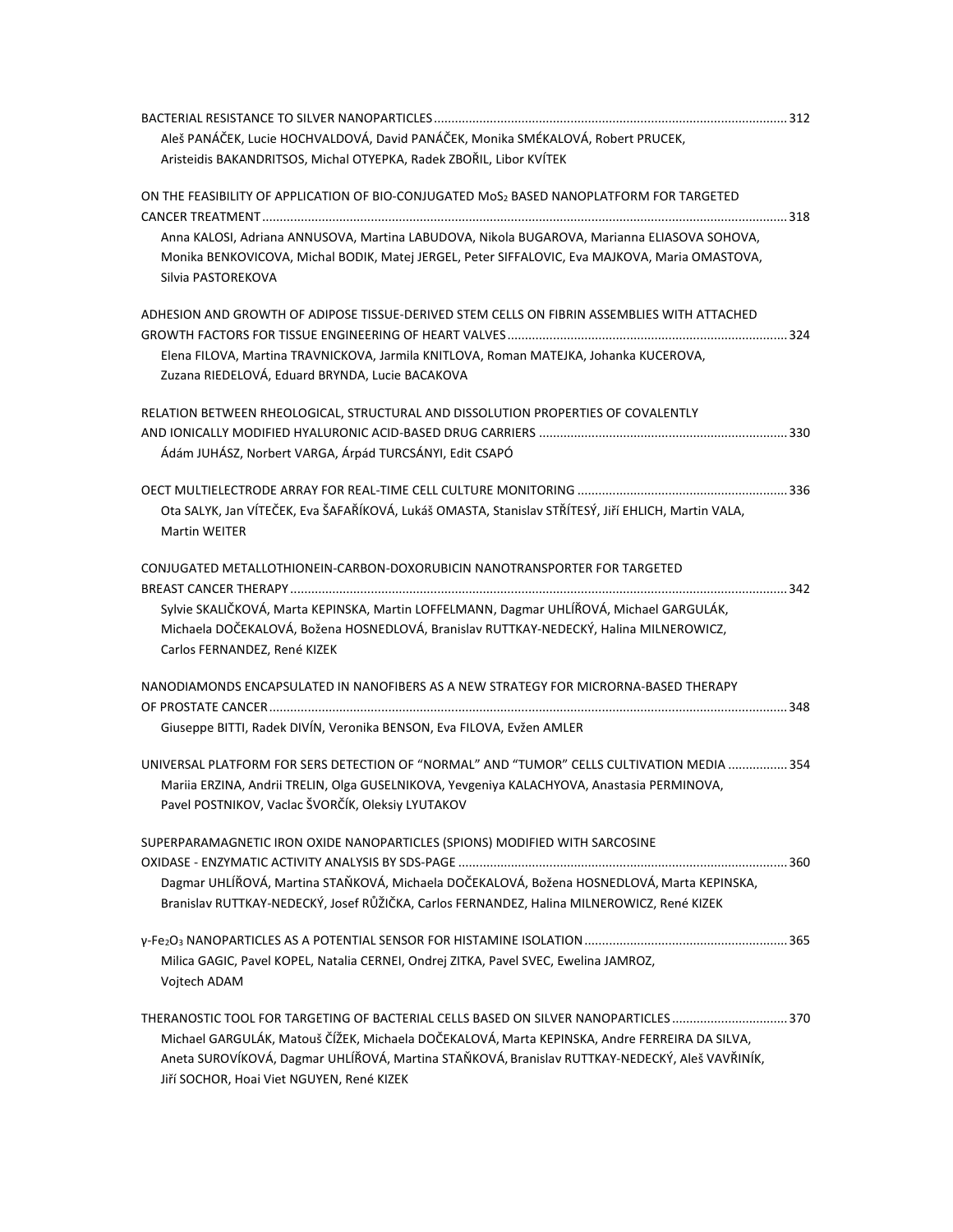BACTERIAL RESISTANCE TO SILVER NANOPARTICLES ..................................................................................................... 312
Aleš PANÁČEK, Lucie HOCHVALDOVÁ, David PANÁČEK, Monika SMÉKALOVÁ, Robert PRUCEK, Aristeidis BAKANDRITSOS, Michal OTYEPKA, Radek ZBOŘIL, Libor KVÍTEK

ON THE FEASIBILITY OF APPLICATION OF BIO-CONJUGATED $MoS_2$ BASED NANOPLATFORM FOR TARGETED CANCER TREATMENT ..................................................................................................................................................... 318
Anna KALOSI, Adriana ANNUSOVA, Martina LABUDOVA, Nikola BUGAROVA, Marianna ELIASOVA SOHOVA, Monika BENKOVICOVA, Michal BODIK, Matej JERGEL, Peter SIFFALOVIC, Eva MAJKOVA, Maria OMASTOVA, Silvia PASTOREKOVA

ADHESION AND GROWTH OF ADIPOSE TISSUE-DERIVED STEM CELLS ON FIBRIN ASSEMBLIES WITH ATTACHED GROWTH FACTORS FOR TISSUE ENGINEERING OF HEART VALVES ................................................................................ 324
Elena FILOVA, Martina TRAVNICKOVA, Jarmila KNITLOVA, Roman MATEJKA, Johanka KUCEROVA, Zuzana RIEDELOVÁ, Eduard BRYNDA, Lucie BACAKOVA

RELATION BETWEEN RHEOLOGICAL, STRUCTURAL AND DISSOLUTION PROPERTIES OF COVALENTLY AND IONICALLY MODIFIED HYALURONIC ACID-BASED DRUG CARRIERS ....................................................................... 330
Ádám JUHÁSZ, Norbert VARGA, Árpád TURCSÁNYI, Edit CSAPÓ

OECT MULTIELECTRODE ARRAY FOR REAL-TIME CELL CULTURE MONITORING ............................................................ 336
Ota SALYK, Jan VÍTEČEK, Eva ŠAFAŘÍKOVÁ, Lukáš OMASTA, Stanislav STŘÍTESÝ, Jiří EHLICH, Martin VALA, Martin WEITER

CONJUGATED METALLOTHIONEIN-CARBON-DOXORUBICIN NANOTRANSPORTER FOR TARGETED BREAST CANCER THERAPY ............................................................................................................................................. 342
Sylvie SKALIČKOVÁ, Marta KEPINSKA, Martin LOFFELMANN, Dagmar UHLÍŘOVÁ, Michael GARGULÁK, Michaela DOČEKALOVÁ, Božena HOSNEDLOVÁ, Branislav RUTTKAY-NEDECKÝ, Halina MILNEROWICZ, Carlos FERNANDEZ, René KIZEK

NANODIAMONDS ENCAPSULATED IN NANOFIBERS AS A NEW STRATEGY FOR MICRORNA-BASED THERAPY OF PROSTATE CANCER ................................................................................................................................................... 348
Giuseppe BITTI, Radek DIVÍN, Veronika BENSON, Eva FILOVA, Evžen AMLER

UNIVERSAL PLATFORM FOR SERS DETECTION OF "NORMAL" AND "TUMOR" CELLS CULTIVATION MEDIA ................. 354
Mariia ERZINA, Andrii TRELIN, Olga GUSELNIKOVA, Yevgeniya KALACHYOVA, Anastasia PERMINOVA, Pavel POSTNIKOV, Vaclac ŠVORČÍK, Oleksiy LYUTAKOV

SUPERPARAMAGNETIC IRON OXIDE NANOPARTICLES (SPIONS) MODIFIED WITH SARCOSINE OXIDASE - ENZYMATIC ACTIVITY ANALYSIS BY SDS-PAGE ............................................................................................. 360
Dagmar UHLÍŘOVÁ, Martina STAŇKOVÁ, Michaela DOČEKALOVÁ, Božena HOSNEDLOVÁ, Marta KEPINSKA, Branislav RUTTKAY-NEDECKÝ, Josef RŮŽIČKA, Carlos FERNANDEZ, Halina MILNEROWICZ, René KIZEK

γ-$Fe_2O_3$ NANOPARTICLES AS A POTENTIAL SENSOR FOR HISTAMINE ISOLATION .......................................................... 365
Milica GAGIC, Pavel KOPEL, Natalia CERNEI, Ondrej ZITKA, Pavel SVEC, Ewelina JAMROZ, Vojtech ADAM

THERANOSTIC TOOL FOR TARGETING OF BACTERIAL CELLS BASED ON SILVER NANOPARTICLES ................................. 370
Michael GARGULÁK, Matouš ČÍŽEK, Michaela DOČEKALOVÁ, Marta KEPINSKA, Andre FERREIRA DA SILVA, Aneta SUROVÍKOVÁ, Dagmar UHLÍŘOVÁ, Martina STAŇKOVÁ, Branislav RUTTKAY-NEDECKÝ, Aleš VAVŘINÍK, Jiří SOCHOR, Hoai Viet NGUYEN, René KIZEK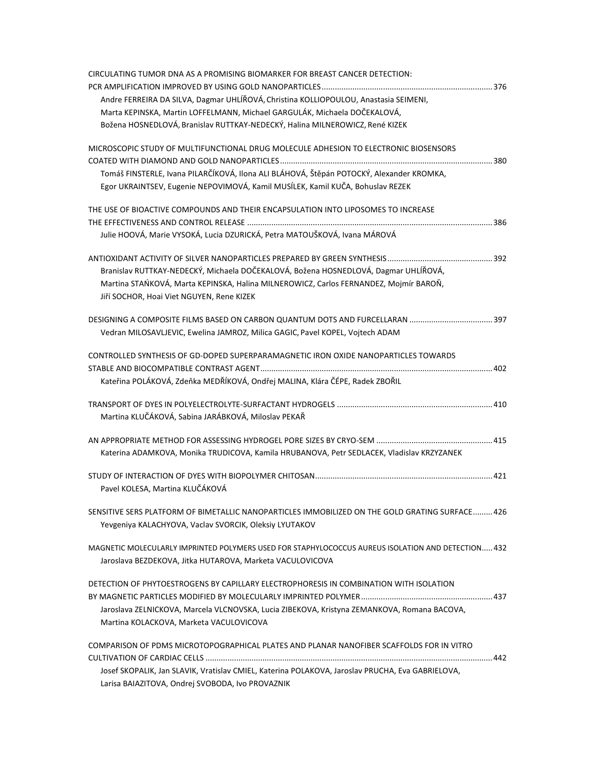CIRCULATING TUMOR DNA AS A PROMISING BIOMARKER FOR BREAST CANCER DETECTION: PCR AMPLIFICATION IMPROVED BY USING GOLD NANOPARTICLES ............................................................................. 376
Andre FERREIRA DA SILVA, Dagmar UHLÍŘOVÁ, Christina KOLLIOPOULOU, Anastasia SEIMENI, Marta KEPINSKA, Martin LOFFELMANN, Michael GARGULÁK, Michaela DOČEKALOVÁ, Božena HOSNEDLOVÁ, Branislav RUTTKAY-NEDECKÝ, Halina MILNEROWICZ, René KIZEK

MICROSCOPIC STUDY OF MULTIFUNCTIONAL DRUG MOLECULE ADHESION TO ELECTRONIC BIOSENSORS COATED WITH DIAMOND AND GOLD NANOPARTICLES ................................................................................................ 380
Tomáš FINSTERLE, Ivana PILARČÍKOVÁ, Ilona ALI BLÁHOVÁ, Štěpán POTOCKÝ, Alexander KROMKA, Egor UKRAINTSEV, Eugenie NEPOVIMOVÁ, Kamil MUSÍLEK, Kamil KUČA, Bohuslav REZEK

THE USE OF BIOACTIVE COMPOUNDS AND THEIR ENCAPSULATION INTO LIPOSOMES TO INCREASE THE EFFECTIVENESS AND CONTROL RELEASE .............................................................................................................. 386
Julie HOOVÁ, Marie VYSOKÁ, Lucia DZURICKÁ, Petra MATOUŠKOVÁ, Ivana MÁROVÁ

ANTIOXIDANT ACTIVITY OF SILVER NANOPARTICLES PREPARED BY GREEN SYNTHESIS ............................................... 392
Branislav RUTTKAY-NEDECKÝ, Michaela DOČEKALOVÁ, Božena HOSNEDLOVÁ, Dagmar UHLÍŘOVÁ, Martina STAŇKOVÁ, Marta KEPINSKA, Halina MILNEROWICZ, Carlos FERNANDEZ, Mojmír BAROŇ, Jiří SOCHOR, Hoai Viet NGUYEN, Rene KIZEK

DESIGNING A COMPOSITE FILMS BASED ON CARBON QUANTUM DOTS AND FURCELLARAN ...................................... 397
Vedran MILOSAVLJEVIC, Ewelina JAMROZ, Milica GAGIC, Pavel KOPEL, Vojtech ADAM

CONTROLLED SYNTHESIS OF GD-DOPED SUPERPARAMAGNETIC IRON OXIDE NANOPARTICLES TOWARDS STABLE AND BIOCOMPATIBLE CONTRAST AGENT ......................................................................................................... 402
Kateřina POLÁKOVÁ, Zdeňka MEDŘÍKOVÁ, Ondřej MALINA, Klára ČÉPE, Radek ZBOŘIL

TRANSPORT OF DYES IN POLYELECTROLYTE-SURFACTANT HYDROGELS ...................................................................... 410
Martina KLUČÁKOVÁ, Sabina JARÁBKOVÁ, Miloslav PEKAŘ

AN APPROPRIATE METHOD FOR ASSESSING HYDROGEL PORE SIZES BY CRYO-SEM .................................................... 415
Katerina ADAMKOVA, Monika TRUDICOVA, Kamila HRUBANOVA, Petr SEDLACEK, Vladislav KRZYZANEK

STUDY OF INTERACTION OF DYES WITH BIOPOLYMER CHITOSAN ................................................................................ 421
Pavel KOLESA, Martina KLUČÁKOVÁ

SENSITIVE SERS PLATFORM OF BIMETALLIC NANOPARTICLES IMMOBILIZED ON THE GOLD GRATING SURFACE ......... 426
Yevgeniya KALACHYOVA, Vaclav SVORCIK, Oleksiy LYUTAKOV

MAGNETIC MOLECULARLY IMPRINTED POLYMERS USED FOR STAPHYLOCOCCUS AUREUS ISOLATION AND DETECTION ..... 432
Jaroslava BEZDEKOVA, Jitka HUTAROVA, Marketa VACULOVICOVA

DETECTION OF PHYTOESTROGENS BY CAPILLARY ELECTROPHORESIS IN COMBINATION WITH ISOLATION BY MAGNETIC PARTICLES MODIFIED BY MOLECULARLY IMPRINTED POLYMER ........................................................... 437
Jaroslava ZELNICKOVA, Marcela VLCNOVSKA, Lucia ZIBEKOVA, Kristyna ZEMANKOVA, Romana BACOVA, Martina KOLACKOVA, Marketa VACULOVICOVA

COMPARISON OF PDMS MICROTOPOGRAPHICAL PLATES AND PLANAR NANOFIBER SCAFFOLDS FOR IN VITRO CULTIVATION OF CARDIAC CELLS .................................................................................................................................. 442
Josef SKOPALIK, Jan SLAVIK, Vratislav CMIEL, Katerina POLAKOVA, Jaroslav PRUCHA, Eva GABRIELOVA, Larisa BAIAZITOVA, Ondrej SVOBODA, Ivo PROVAZNIK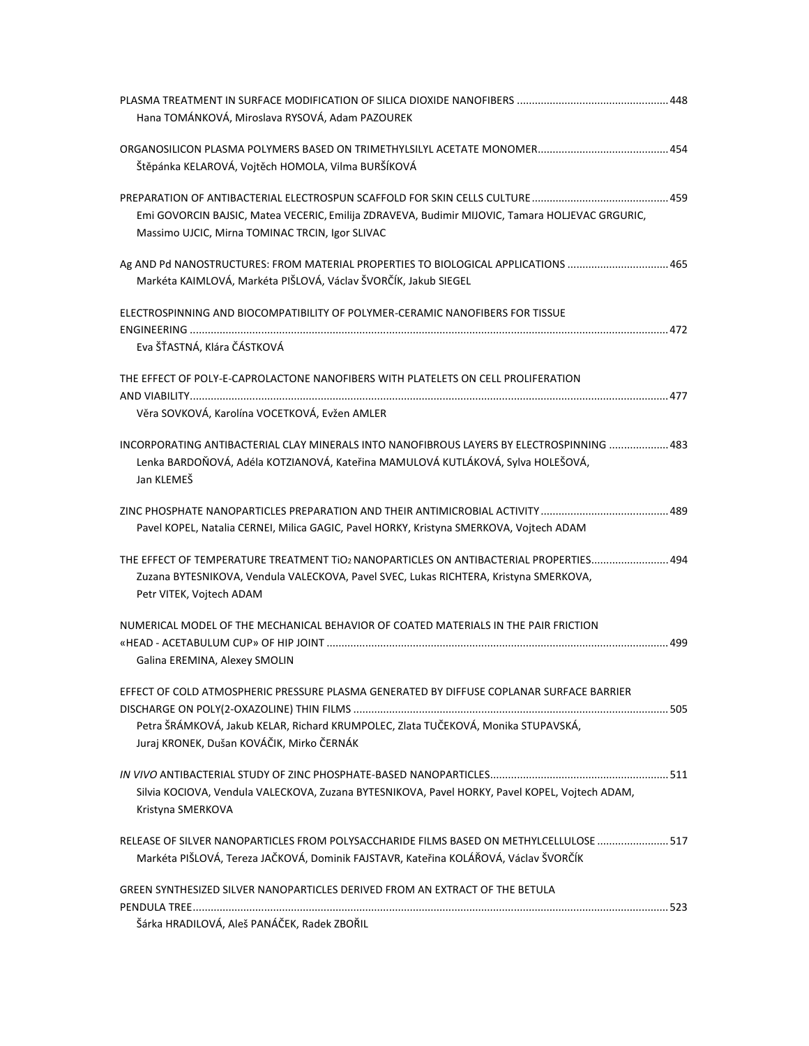PLASMA TREATMENT IN SURFACE MODIFICATION OF SILICA DIOXIDE NANOFIBERS ................................................... 448
Hana TOMÁNKOVÁ, Miroslava RYSOVÁ, Adam PAZOUREK

ORGANOSILICON PLASMA POLYMERS BASED ON TRIMETHYLSILYL ACETATE MONOMER............................................ 454
Štěpánka KELAROVÁ, Vojtěch HOMOLA, Vilma BURŠÍKOVÁ

PREPARATION OF ANTIBACTERIAL ELECTROSPUN SCAFFOLD FOR SKIN CELLS CULTURE ............................................. 459
Emi GOVORCIN BAJSIC, Matea VECERIC, Emilija ZDRAVEVA, Budimir MIJOVIC, Tamara HOLJEVAC GRGURIC, Massimo UJCIC, Mirna TOMINAC TRCIN, Igor SLIVAC

Ag AND Pd NANOSTRUCTURES: FROM MATERIAL PROPERTIES TO BIOLOGICAL APPLICATIONS ................................. 465
Markéta KAIMLOVÁ, Markéta PIŠLOVÁ, Václav ŠVORČÍK, Jakub SIEGEL

ELECTROSPINNING AND BIOCOMPATIBILITY OF POLYMER-CERAMIC NANOFIBERS FOR TISSUE ENGINEERING ................................................................................................................................................ 472
Eva ŠŤASTNÁ, Klára ČÁSTKOVÁ

THE EFFECT OF POLY-E-CAPROLACTONE NANOFIBERS WITH PLATELETS ON CELL PROLIFERATION AND VIABILITY................................................................................................................................................ 477
Věra SOVKOVÁ, Karolína VOCETKOVÁ, Evžen AMLER

INCORPORATING ANTIBACTERIAL CLAY MINERALS INTO NANOFIBROUS LAYERS BY ELECTROSPINNING .................... 483
Lenka BARDOŇOVÁ, Adéla KOTZIANOVÁ, Kateřina MAMULOVÁ KUTLÁKOVÁ, Sylva HOLEŠOVÁ, Jan KLEMEŠ

ZINC PHOSPHATE NANOPARTICLES PREPARATION AND THEIR ANTIMICROBIAL ACTIVITY ........................................... 489
Pavel KOPEL, Natalia CERNEI, Milica GAGIC, Pavel HORKY, Kristyna SMERKOVA, Vojtech ADAM

THE EFFECT OF TEMPERATURE TREATMENT $TiO_2$ NANOPARTICLES ON ANTIBACTERIAL PROPERTIES.......................... 494
Zuzana BYTESNIKOVA, Vendula VALECKOVA, Pavel SVEC, Lukas RICHTERA, Kristyna SMERKOVA, Petr VITEK, Vojtech ADAM

NUMERICAL MODEL OF THE MECHANICAL BEHAVIOR OF COATED MATERIALS IN THE PAIR FRICTION «HEAD - ACETABULUM CUP» OF HIP JOINT ................................................................................................................. 499
Galina EREMINA, Alexey SMOLIN

EFFECT OF COLD ATMOSPHERIC PRESSURE PLASMA GENERATED BY DIFFUSE COPLANAR SURFACE BARRIER DISCHARGE ON POLY(2-OXAZOLINE) THIN FILMS ......................................................................................... 505
Petra ŠRÁMKOVÁ, Jakub KELAR, Richard KRUMPOLEC, Zlata TUČEKOVÁ, Monika STUPAVSKÁ, Juraj KRONEK, Dušan KOVÁČIK, Mirko ČERNÁK

*IN VIVO* ANTIBACTERIAL STUDY OF ZINC PHOSPHATE-BASED NANOPARTICLES............................................................ 511
Silvia KOCIOVA, Vendula VALECKOVA, Zuzana BYTESNIKOVA, Pavel HORKY, Pavel KOPEL, Vojtech ADAM, Kristyna SMERKOVA

RELEASE OF SILVER NANOPARTICLES FROM POLYSACCHARIDE FILMS BASED ON METHYLCELLULOSE ........................ 517
Markéta PIŠLOVÁ, Tereza JAČKOVÁ, Dominik FAJSTAVR, Kateřina KOLÁŘOVÁ, Václav ŠVORČÍK

GREEN SYNTHESIZED SILVER NANOPARTICLES DERIVED FROM AN EXTRACT OF THE BETULA PENDULA TREE.............................................................................................................................................. 523
Šárka HRADILOVÁ, Aleš PANÁČEK, Radek ZBOŘIL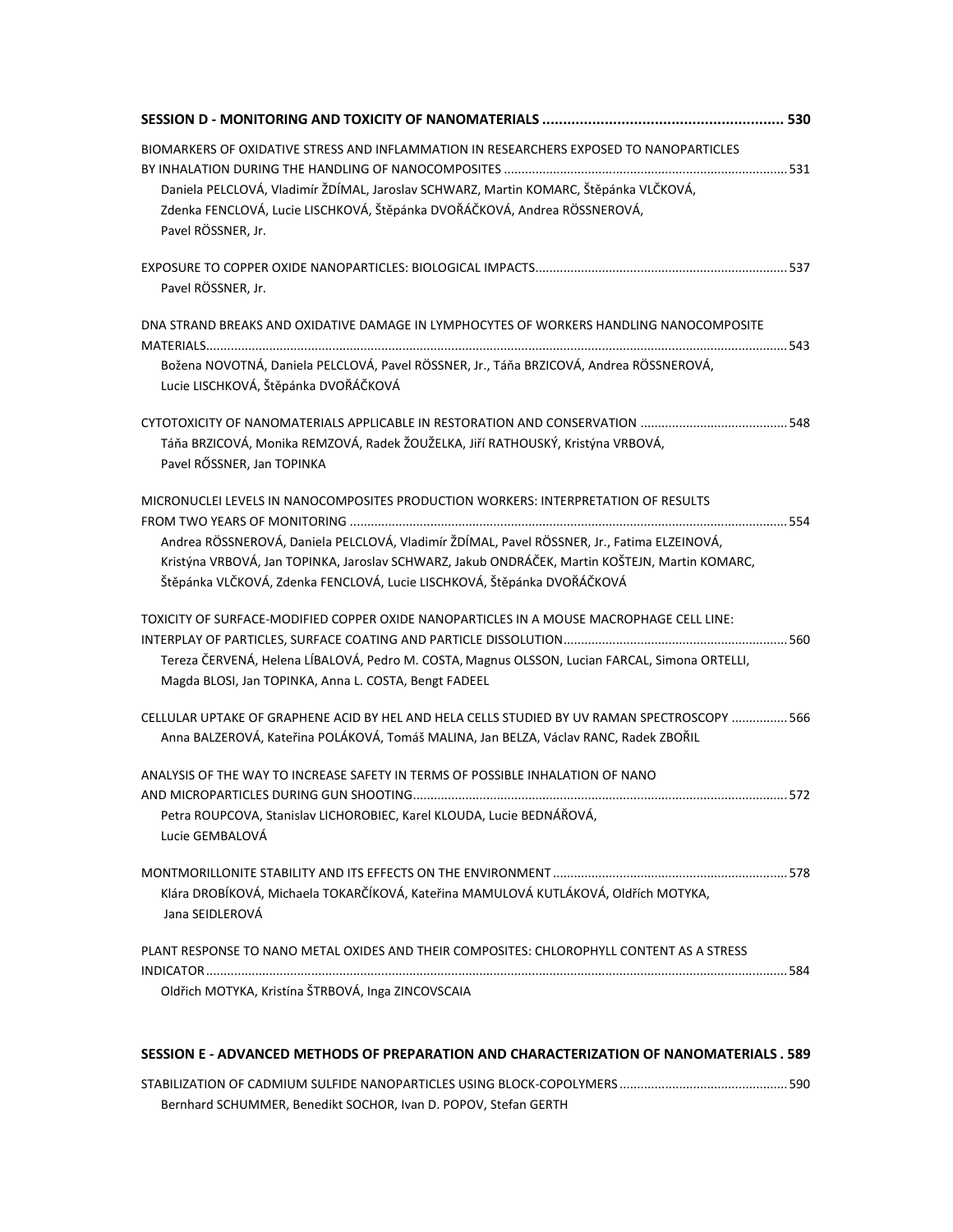**SESSION D - MONITORING AND TOXICITY OF NANOMATERIALS ......................................................... 530**

BIOMARKERS OF OXIDATIVE STRESS AND INFLAMMATION IN RESEARCHERS EXPOSED TO NANOPARTICLES BY INHALATION DURING THE HANDLING OF NANOCOMPOSITES ................................................................................ 531
Daniela PELCLOVÁ, Vladimír ŽDÍMAL, Jaroslav SCHWARZ, Martin KOMARC, Štěpánka VLČKOVÁ, Zdenka FENCLOVÁ, Lucie LISCHKOVÁ, Štěpánka DVOŘÁČKOVÁ, Andrea RÖSSNEROVÁ, Pavel RÖSSNER, Jr.

EXPOSURE TO COPPER OXIDE NANOPARTICLES: BIOLOGICAL IMPACTS....................................................................... 537
Pavel RÖSSNER, Jr.

DNA STRAND BREAKS AND OXIDATIVE DAMAGE IN LYMPHOCYTES OF WORKERS HANDLING NANOCOMPOSITE MATERIALS.................................................................................................................................................... 543
Božena NOVOTNÁ, Daniela PELCLOVÁ, Pavel RÖSSNER, Jr., Táňa BRZICOVÁ, Andrea RÖSSNEROVÁ, Lucie LISCHKOVÁ, Štěpánka DVOŘÁČKOVÁ

CYTOTOXICITY OF NANOMATERIALS APPLICABLE IN RESTORATION AND CONSERVATION .......................................... 548
Táňa BRZICOVÁ, Monika REMZOVÁ, Radek ŽOUŽELKA, Jiří RATHOUSKÝ, Kristýna VRBOVÁ, Pavel RŐSSNER, Jan TOPINKA

MICRONUCLEI LEVELS IN NANOCOMPOSITES PRODUCTION WORKERS: INTERPRETATION OF RESULTS FROM TWO YEARS OF MONITORING ............................................................................................................. 554
Andrea RÖSSNEROVÁ, Daniela PELCLOVÁ, Vladimír ŽDÍMAL, Pavel RÖSSNER, Jr., Fatima ELZEINOVÁ, Kristýna VRBOVÁ, Jan TOPINKA, Jaroslav SCHWARZ, Jakub ONDRÁČEK, Martin KOŠTEJN, Martin KOMARC, Štěpánka VLČKOVÁ, Zdenka FENCLOVÁ, Lucie LISCHKOVÁ, Štěpánka DVOŘÁČKOVÁ

TOXICITY OF SURFACE-MODIFIED COPPER OXIDE NANOPARTICLES IN A MOUSE MACROPHAGE CELL LINE: INTERPLAY OF PARTICLES, SURFACE COATING AND PARTICLE DISSOLUTION............................................................... 560
Tereza ČERVENÁ, Helena LÍBALOVÁ, Pedro M. COSTA, Magnus OLSSON, Lucian FARCAL, Simona ORTELLI, Magda BLOSI, Jan TOPINKA, Anna L. COSTA, Bengt FADEEL

CELLULAR UPTAKE OF GRAPHENE ACID BY HEL AND HELA CELLS STUDIED BY UV RAMAN SPECTROSCOPY ................ 566
Anna BALZEROVÁ, Kateřina POLÁKOVÁ, Tomáš MALINA, Jan BELZA, Václav RANC, Radek ZBOŘIL

ANALYSIS OF THE WAY TO INCREASE SAFETY IN TERMS OF POSSIBLE INHALATION OF NANO AND MICROPARTICLES DURING GUN SHOOTING.......................................................................................................... 572
Petra ROUPCOVA, Stanislav LICHOROBIEC, Karel KLOUDA, Lucie BEDNÁŘOVÁ, Lucie GEMBALOVÁ

MONTMORILLONITE STABILITY AND ITS EFFECTS ON THE ENVIRONMENT .................................................................. 578
Klára DROBÍKOVÁ, Michaela TOKARČÍKOVÁ, Kateřina MAMULOVÁ KUTLÁKOVÁ, Oldřich MOTYKA, Jana SEIDLEROVÁ

PLANT RESPONSE TO NANO METAL OXIDES AND THEIR COMPOSITES: CHLOROPHYLL CONTENT AS A STRESS INDICATOR.................................................................................................................................................... 584
Oldřich MOTYKA, Kristína ŠTRBOVÁ, Inga ZINCOVSCAIA

**SESSION E - ADVANCED METHODS OF PREPARATION AND CHARACTERIZATION OF NANOMATERIALS . 589**

STABILIZATION OF CADMIUM SULFIDE NANOPARTICLES USING BLOCK-COPOLYMERS ............................................... 590
Bernhard SCHUMMER, Benedikt SOCHOR, Ivan D. POPOV, Stefan GERTH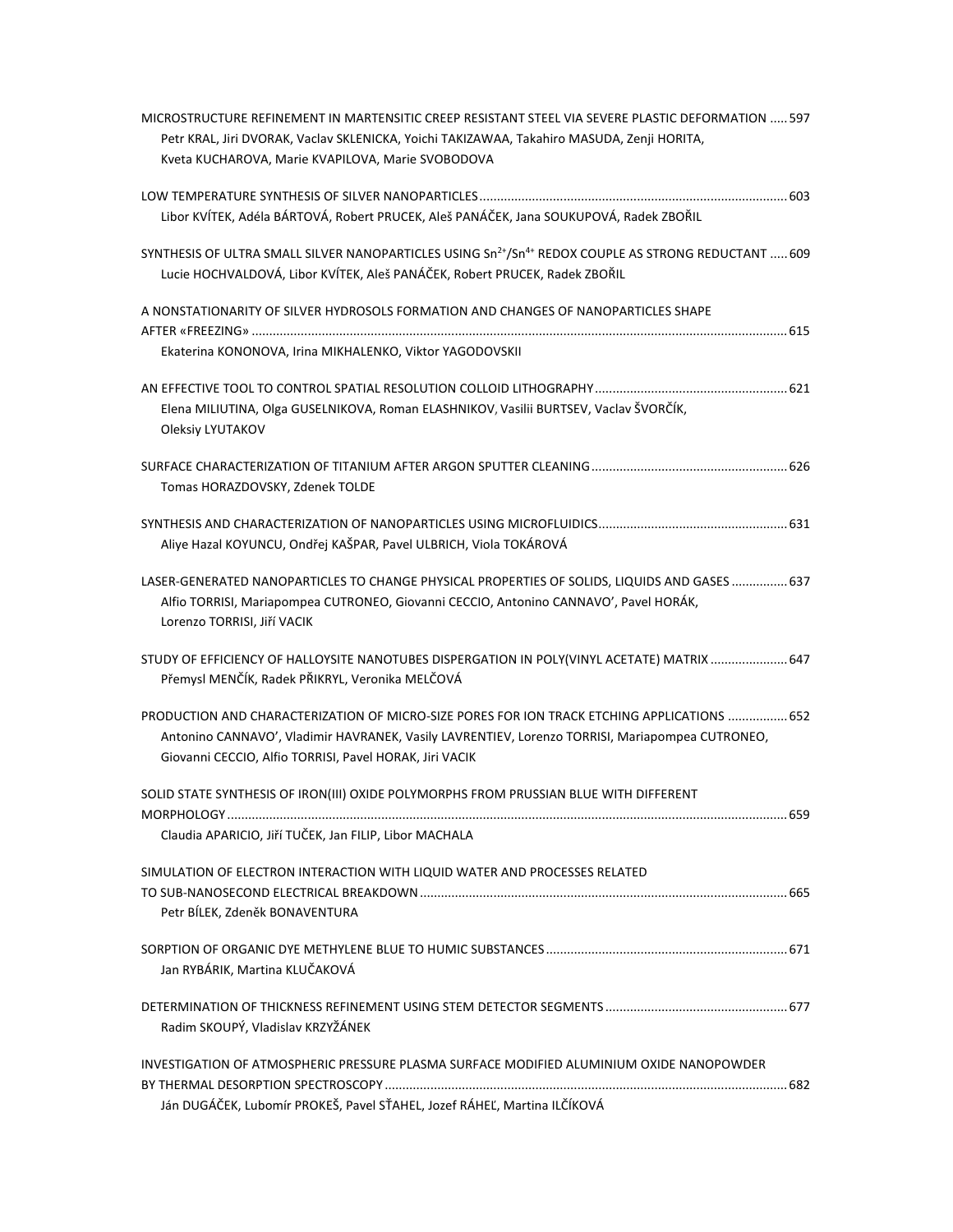MICROSTRUCTURE REFINEMENT IN MARTENSITIC CREEP RESISTANT STEEL VIA SEVERE PLASTIC DEFORMATION ..... 597
Petr KRAL, Jiri DVORAK, Vaclav SKLENICKA, Yoichi TAKIZAWAA, Takahiro MASUDA, Zenji HORITA, Kveta KUCHAROVA, Marie KVAPILOVA, Marie SVOBODOVA

LOW TEMPERATURE SYNTHESIS OF SILVER NANOPARTICLES ..... 603
Libor KVÍTEK, Adéla BÁRTOVÁ, Robert PRUCEK, Aleš PANÁČEK, Jana SOUKUPOVÁ, Radek ZBOŘIL

SYNTHESIS OF ULTRA SMALL SILVER NANOPARTICLES USING $Sn^{2+}/Sn^{4+}$ REDOX COUPLE AS STRONG REDUCTANT ..... 609
Lucie HOCHVALDOVÁ, Libor KVÍTEK, Aleš PANÁČEK, Robert PRUCEK, Radek ZBOŘIL

A NONSTATIONARITY OF SILVER HYDROSOLS FORMATION AND CHANGES OF NANOPARTICLES SHAPE AFTER «FREEZING» ..... 615
Ekaterina KONONOVA, Irina MIKHALENKO, Viktor YAGODOVSKII

AN EFFECTIVE TOOL TO CONTROL SPATIAL RESOLUTION COLLOID LITHOGRAPHY ..... 621
Elena MILIUTINA, Olga GUSELNIKOVA, Roman ELASHNIKOV, Vasilii BURTSEV, Vaclav ŠVORČÍK, Oleksiy LYUTAKOV

SURFACE CHARACTERIZATION OF TITANIUM AFTER ARGON SPUTTER CLEANING ..... 626
Tomas HORAZDOVSKY, Zdenek TOLDE

SYNTHESIS AND CHARACTERIZATION OF NANOPARTICLES USING MICROFLUIDICS ..... 631
Aliye Hazal KOYUNCU, Ondřej KAŠPAR, Pavel ULBRICH, Viola TOKÁROVÁ

LASER-GENERATED NANOPARTICLES TO CHANGE PHYSICAL PROPERTIES OF SOLIDS, LIQUIDS AND GASES ..... 637
Alfio TORRISI, Mariapompea CUTRONEO, Giovanni CECCIO, Antonino CANNAVO', Pavel HORÁK, Lorenzo TORRISI, Jiří VACIK

STUDY OF EFFICIENCY OF HALLOYSITE NANOTUBES DISPERGATION IN POLY(VINYL ACETATE) MATRIX ..... 647
Přemysl MENČÍK, Radek PŘIKRYL, Veronika MELČOVÁ

PRODUCTION AND CHARACTERIZATION OF MICRO-SIZE PORES FOR ION TRACK ETCHING APPLICATIONS ..... 652
Antonino CANNAVO', Vladimir HAVRANEK, Vasily LAVRENTIEV, Lorenzo TORRISI, Mariapompea CUTRONEO, Giovanni CECCIO, Alfio TORRISI, Pavel HORAK, Jiri VACIK

SOLID STATE SYNTHESIS OF IRON(III) OXIDE POLYMORPHS FROM PRUSSIAN BLUE WITH DIFFERENT MORPHOLOGY ..... 659
Claudia APARICIO, Jiří TUČEK, Jan FILIP, Libor MACHALA

SIMULATION OF ELECTRON INTERACTION WITH LIQUID WATER AND PROCESSES RELATED TO SUB-NANOSECOND ELECTRICAL BREAKDOWN ..... 665
Petr BÍLEK, Zdeněk BONAVENTURA

SORPTION OF ORGANIC DYE METHYLENE BLUE TO HUMIC SUBSTANCES ..... 671
Jan RYBÁRIK, Martina KLUČAKOVÁ

DETERMINATION OF THICKNESS REFINEMENT USING STEM DETECTOR SEGMENTS ..... 677
Radim SKOUPÝ, Vladislav KRZYŽÁNEK

INVESTIGATION OF ATMOSPHERIC PRESSURE PLASMA SURFACE MODIFIED ALUMINIUM OXIDE NANOPOWDER BY THERMAL DESORPTION SPECTROSCOPY ..... 682
Ján DUGÁČEK, Lubomír PROKEŠ, Pavel SŤAHEL, Jozef RÁHEĽ, Martina ILČÍKOVÁ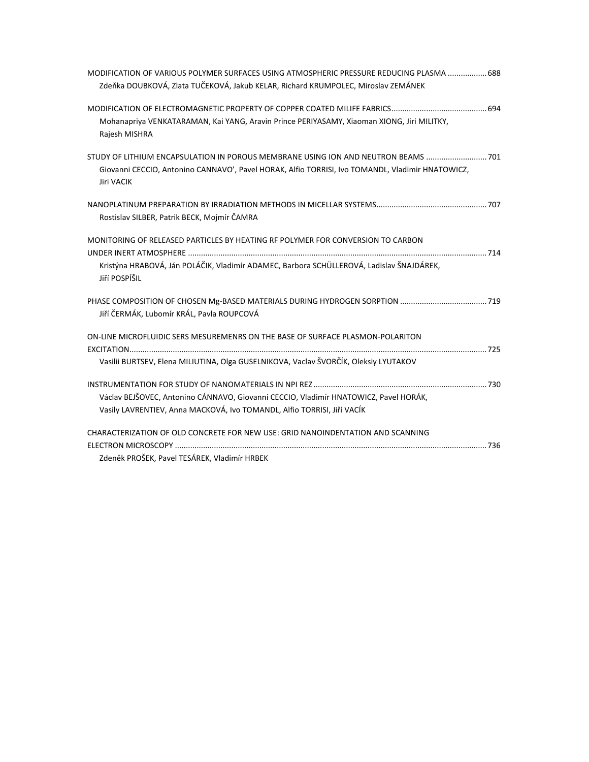MODIFICATION OF VARIOUS POLYMER SURFACES USING ATMOSPHERIC PRESSURE REDUCING PLASMA .................. 688
Zdeňka DOUBKOVÁ, Zlata TUČEKOVÁ, Jakub KELAR, Richard KRUMPOLEC, Miroslav ZEMÁNEK

MODIFICATION OF ELECTROMAGNETIC PROPERTY OF COPPER COATED MILIFE FABRICS............................................ 694
Mohanapriya VENKATARAMAN, Kai YANG, Aravin Prince PERIYASAMY, Xiaoman XIONG, Jiri MILITKY, Rajesh MISHRA

STUDY OF LITHIUM ENCAPSULATION IN POROUS MEMBRANE USING ION AND NEUTRON BEAMS ............................ 701
Giovanni CECCIO, Antonino CANNAVO', Pavel HORAK, Alfio TORRISI, Ivo TOMANDL, Vladimir HNATOWICZ, Jiri VACIK

NANOPLATINUM PREPARATION BY IRRADIATION METHODS IN MICELLAR SYSTEMS.................................................. 707
Rostislav SILBER, Patrik BECK, Mojmír ČAMRA

MONITORING OF RELEASED PARTICLES BY HEATING RF POLYMER FOR CONVERSION TO CARBON UNDER INERT ATMOSPHERE ........................................................................................................................................ 714
Kristýna HRABOVÁ, Ján POLÁČIK, Vladimír ADAMEC, Barbora SCHÜLLEROVÁ, Ladislav ŠNAJDÁREK, Jiří POSPÍŠIL

PHASE COMPOSITION OF CHOSEN Mg-BASED MATERIALS DURING HYDROGEN SORPTION ........................................ 719
Jiří ČERMÁK, Lubomír KRÁL, Pavla ROUPCOVÁ

ON-LINE MICROFLUIDIC SERS MESUREMENRS ON THE BASE OF SURFACE PLASMON-POLARITON EXCITATION.................................................................................................................................................. 725
Vasilii BURTSEV, Elena MILIUTINA, Olga GUSELNIKOVA, Vaclav ŠVORČÍK, Oleksiy LYUTAKOV

INSTRUMENTATION FOR STUDY OF NANOMATERIALS IN NPI REZ ............................................................................... 730
Václav BEJŠOVEC, Antonino CÁNNAVO, Giovanni CECCIO, Vladimír HNATOWICZ, Pavel HORÁK, Vasily LAVRENTIEV, Anna MACKOVÁ, Ivo TOMANDL, Alfio TORRISI, Jiří VACÍK

CHARACTERIZATION OF OLD CONCRETE FOR NEW USE: GRID NANOINDENTATION AND SCANNING ELECTRON MICROSCOPY ............................................................................................................................................. 736
Zdeněk PROŠEK, Pavel TESÁREK, Vladimír HRBEK